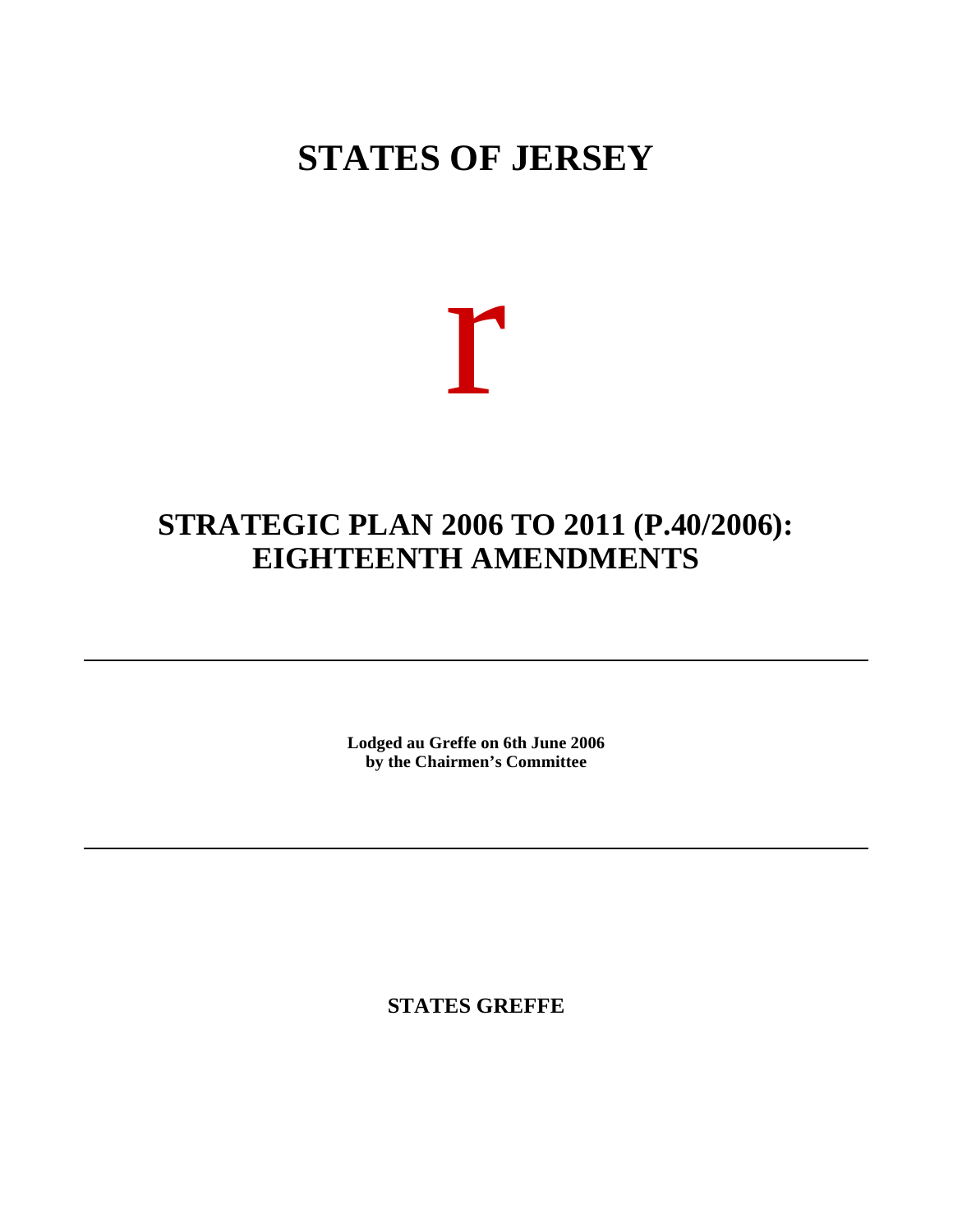# STATES OF JERSEY

r

## STRATEGIC PLAN 2006 TO 2011 (P.40/2006): EIGHTEENTH AMENDMENTS

---

**Lodged au Greffe on 6th June 2006**
**by the Chairmen's Committee**

---

**STATES GREFFE**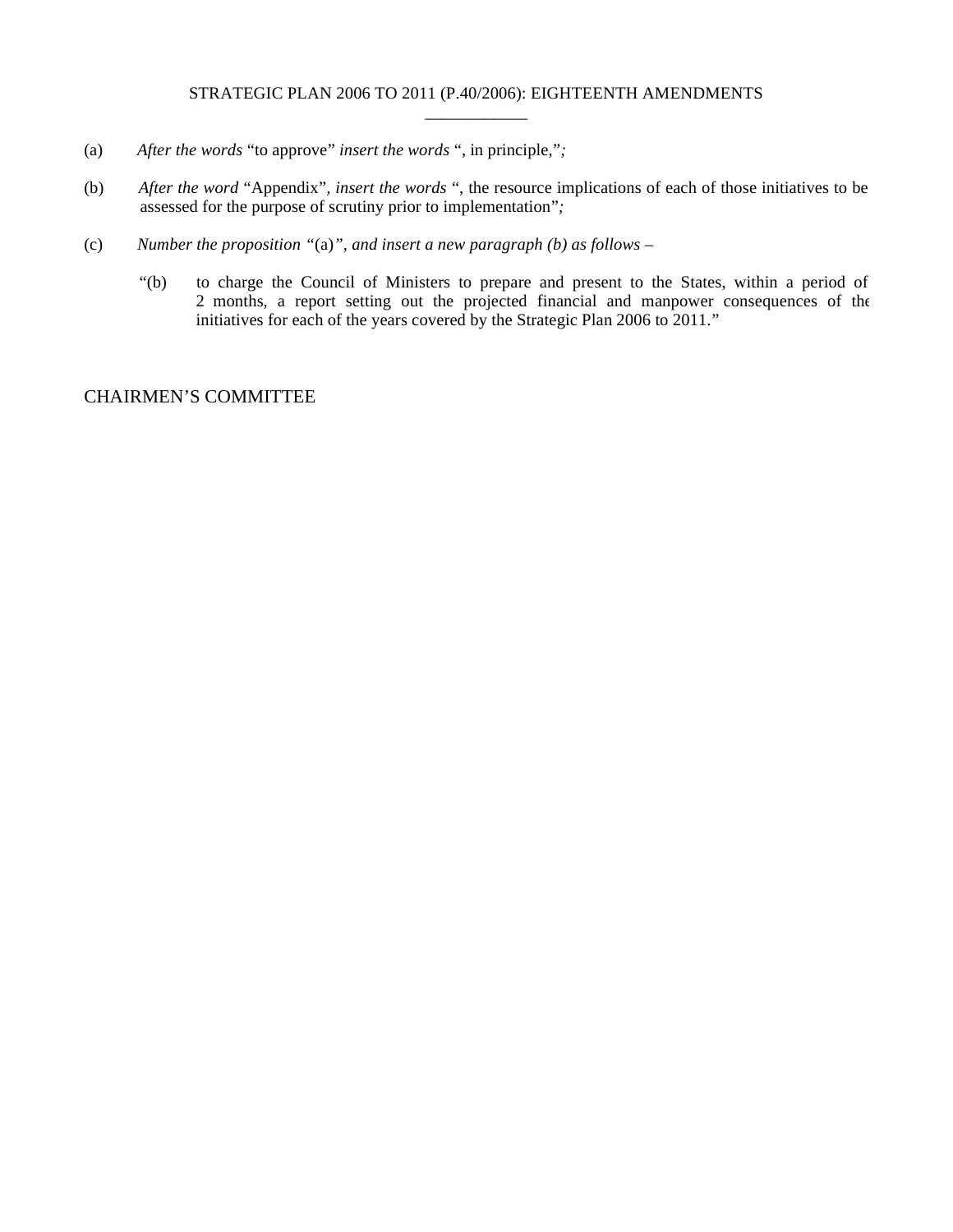STRATEGIC PLAN 2006 TO 2011 (P.40/2006): EIGHTEENTH AMENDMENTS

\_\_\_\_\_\_\_\_\_\_\_\_

(a) *After the words* "to approve" *insert the words* ", in principle,"*;*

(b) *After the word* "Appendix"*, insert the words* ", the resource implications of each of those initiatives to be assessed for the purpose of scrutiny prior to implementation"*;*

(c) *Number the proposition "*(a)*", and insert a new paragraph (b) as follows* –

> "(b) to charge the Council of Ministers to prepare and present to the States, within a period of 2 months, a report setting out the projected financial and manpower consequences of the initiatives for each of the years covered by the Strategic Plan 2006 to 2011."

CHAIRMEN'S COMMITTEE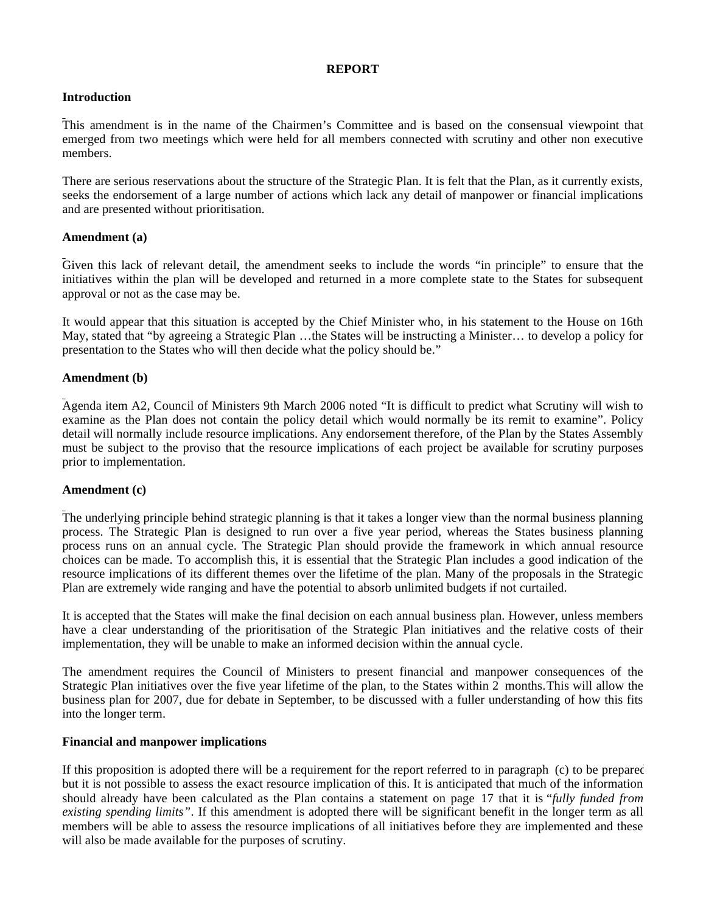**REPORT**

**Introduction**

This amendment is in the name of the Chairmen's Committee and is based on the consensual viewpoint that emerged from two meetings which were held for all members connected with scrutiny and other non executive members.

There are serious reservations about the structure of the Strategic Plan. It is felt that the Plan, as it currently exists, seeks the endorsement of a large number of actions which lack any detail of manpower or financial implications and are presented without prioritisation.

**Amendment (a)**

Given this lack of relevant detail, the amendment seeks to include the words "in principle" to ensure that the initiatives within the plan will be developed and returned in a more complete state to the States for subsequent approval or not as the case may be.

It would appear that this situation is accepted by the Chief Minister who, in his statement to the House on 16th May, stated that "by agreeing a Strategic Plan …the States will be instructing a Minister… to develop a policy for presentation to the States who will then decide what the policy should be."

**Amendment (b)**

Agenda item A2, Council of Ministers 9th March 2006 noted "It is difficult to predict what Scrutiny will wish to examine as the Plan does not contain the policy detail which would normally be its remit to examine". Policy detail will normally include resource implications. Any endorsement therefore, of the Plan by the States Assembly must be subject to the proviso that the resource implications of each project be available for scrutiny purposes prior to implementation.

**Amendment (c)**

The underlying principle behind strategic planning is that it takes a longer view than the normal business planning process. The Strategic Plan is designed to run over a five year period, whereas the States business planning process runs on an annual cycle. The Strategic Plan should provide the framework in which annual resource choices can be made. To accomplish this, it is essential that the Strategic Plan includes a good indication of the resource implications of its different themes over the lifetime of the plan. Many of the proposals in the Strategic Plan are extremely wide ranging and have the potential to absorb unlimited budgets if not curtailed.

It is accepted that the States will make the final decision on each annual business plan. However, unless members have a clear understanding of the prioritisation of the Strategic Plan initiatives and the relative costs of their implementation, they will be unable to make an informed decision within the annual cycle.

The amendment requires the Council of Ministers to present financial and manpower consequences of the Strategic Plan initiatives over the five year lifetime of the plan, to the States within 2 months. This will allow the business plan for 2007, due for debate in September, to be discussed with a fuller understanding of how this fits into the longer term.

**Financial and manpower implications**

If this proposition is adopted there will be a requirement for the report referred to in paragraph (c) to be prepared but it is not possible to assess the exact resource implication of this. It is anticipated that much of the information should already have been calculated as the Plan contains a statement on page 17 that it is "*fully funded from existing spending limits*". If this amendment is adopted there will be significant benefit in the longer term as all members will be able to assess the resource implications of all initiatives before they are implemented and these will also be made available for the purposes of scrutiny.